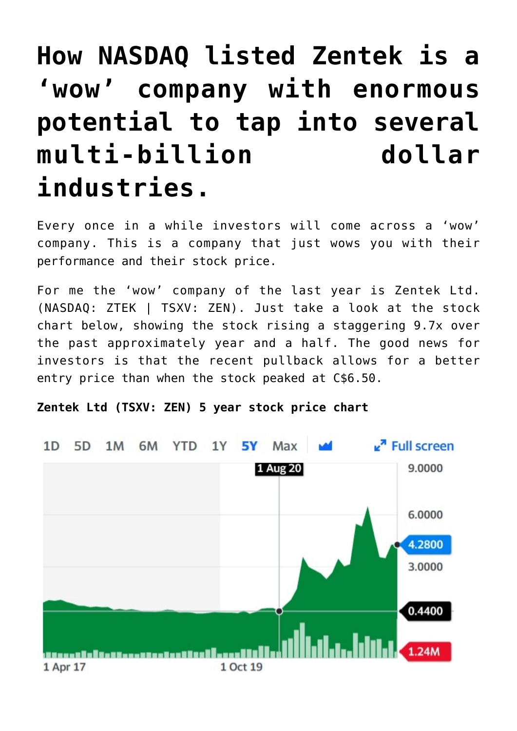# How NASDAQ listed Zentek is a 'wow' company with enormous potential to tap into several multi-billion dollar industries.

Every once in a while investors will come across a 'wow' company. This is a company that just wows you with their performance and their stock price.

For me the 'wow' company of the last year is Zentek Ltd. (NASDAQ: ZTEK | TSXV: ZEN). Just take a look at the stock chart below, showing the stock rising a staggering 9.7x over the past approximately year and a half. The good news for investors is that the recent pullback allows for a better entry price than when the stock peaked at C$6.50.

**Zentek Ltd (TSXV: ZEN) 5 year stock price chart**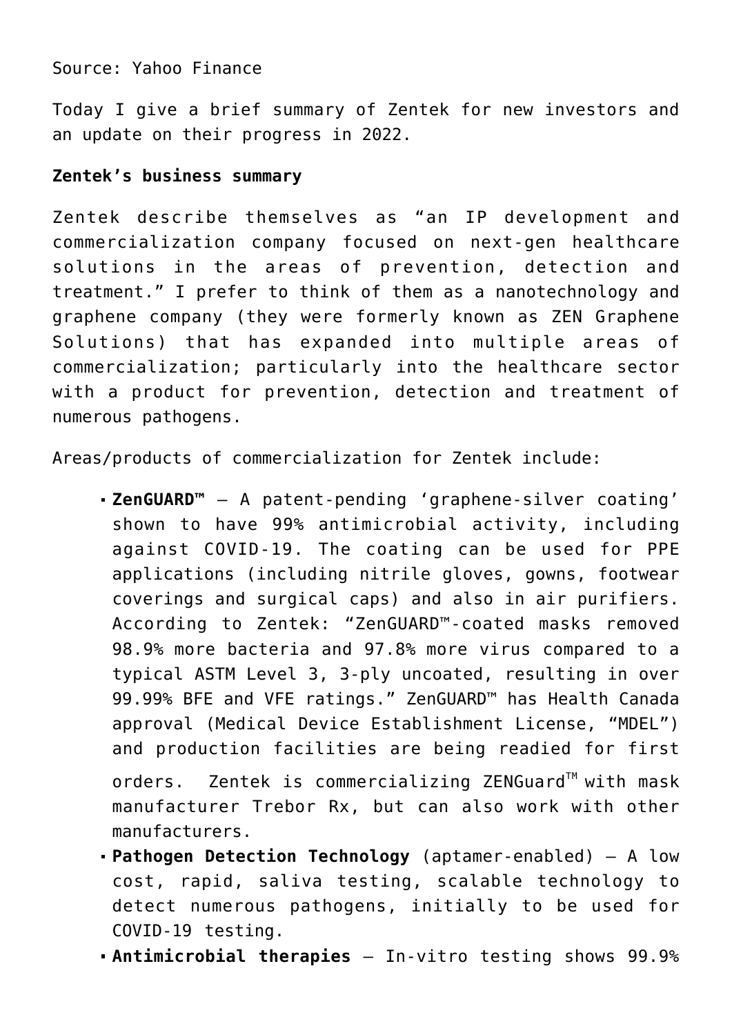Source: Yahoo Finance

Today I give a brief summary of Zentek for new investors and an update on their progress in 2022.

**Zentek's business summary**

Zentek describe themselves as "an IP development and commercialization company focused on next-gen healthcare solutions in the areas of prevention, detection and treatment." I prefer to think of them as a nanotechnology and graphene company (they were formerly known as ZEN Graphene Solutions) that has expanded into multiple areas of commercialization; particularly into the healthcare sector with a product for prevention, detection and treatment of numerous pathogens.

Areas/products of commercialization for Zentek include:

- **ZenGUARD™** – A patent-pending 'graphene-silver coating' shown to have 99% antimicrobial activity, including against COVID-19. The coating can be used for PPE applications (including nitrile gloves, gowns, footwear coverings and surgical caps) and also in air purifiers. According to Zentek: "ZenGUARD™-coated masks removed 98.9% more bacteria and 97.8% more virus compared to a typical ASTM Level 3, 3-ply uncoated, resulting in over 99.99% BFE and VFE ratings." ZenGUARD™ has Health Canada approval (Medical Device Establishment License, "MDEL") and production facilities are being readied for first orders. Zentek is commercializing ZENGuard™ with mask manufacturer Trebor Rx, but can also work with other manufacturers.
- **Pathogen Detection Technology** (aptamer-enabled) – A low cost, rapid, saliva testing, scalable technology to detect numerous pathogens, initially to be used for COVID-19 testing.
- **Antimicrobial therapies** – In-vitro testing shows 99.9%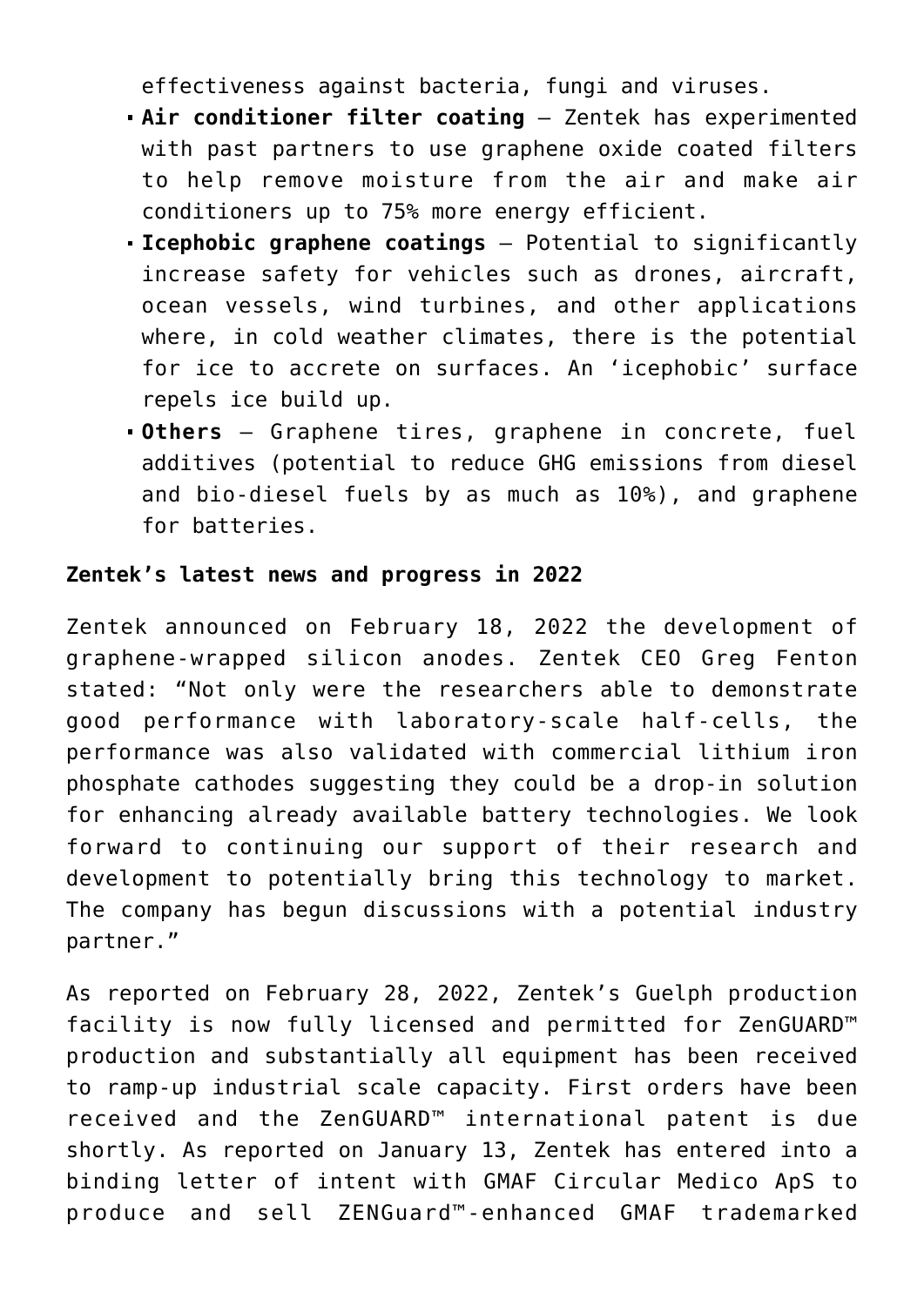effectiveness against bacteria, fungi and viruses.

- **Air conditioner filter coating** – Zentek has experimented with past partners to use graphene oxide coated filters to help remove moisture from the air and make air conditioners up to 75% more energy efficient.
- **Icephobic graphene coatings** – Potential to significantly increase safety for vehicles such as drones, aircraft, ocean vessels, wind turbines, and other applications where, in cold weather climates, there is the potential for ice to accrete on surfaces. An 'icephobic' surface repels ice build up.
- **Others** – Graphene tires, graphene in concrete, fuel additives (potential to reduce GHG emissions from diesel and bio-diesel fuels by as much as 10%), and graphene for batteries.

**Zentek's latest news and progress in 2022**

Zentek announced on February 18, 2022 the development of graphene-wrapped silicon anodes. Zentek CEO Greg Fenton stated: "Not only were the researchers able to demonstrate good performance with laboratory-scale half-cells, the performance was also validated with commercial lithium iron phosphate cathodes suggesting they could be a drop-in solution for enhancing already available battery technologies. We look forward to continuing our support of their research and development to potentially bring this technology to market. The company has begun discussions with a potential industry partner."

As reported on February 28, 2022, Zentek's Guelph production facility is now fully licensed and permitted for ZenGUARD™ production and substantially all equipment has been received to ramp-up industrial scale capacity. First orders have been received and the ZenGUARD™ international patent is due shortly. As reported on January 13, Zentek has entered into a binding letter of intent with GMAF Circular Medico ApS to produce and sell ZENGuard™-enhanced GMAF trademarked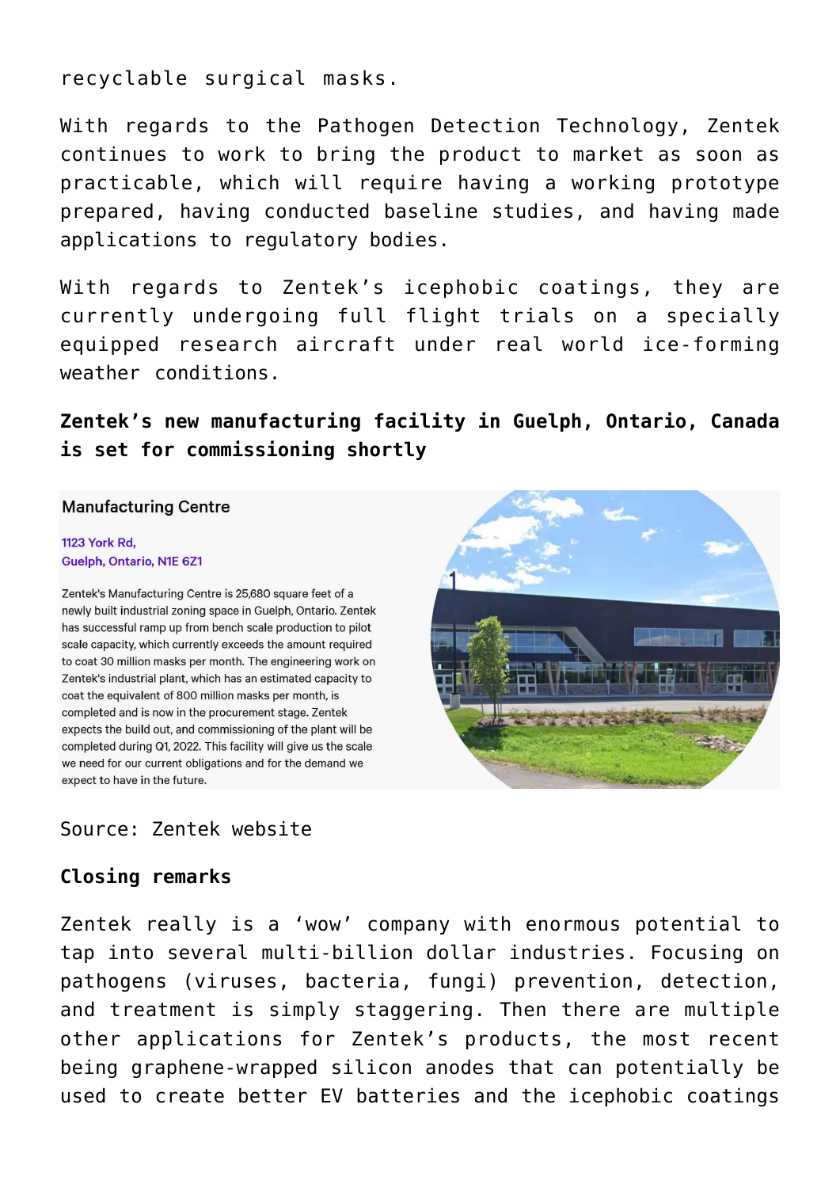recyclable surgical masks.

With regards to the Pathogen Detection Technology, Zentek continues to work to bring the product to market as soon as practicable, which will require having a working prototype prepared, having conducted baseline studies, and having made applications to regulatory bodies.

With regards to Zentek's icephobic coatings, they are currently undergoing full flight trials on a specially equipped research aircraft under real world ice-forming weather conditions.

**Zentek's new manufacturing facility in Guelph, Ontario, Canada is set for commissioning shortly**

**Manufacturing Centre**

1123 York Rd,
Guelph, Ontario, N1E 6Z1

Zentek's Manufacturing Centre is 25,680 square feet of a newly built industrial zoning space in Guelph, Ontario. Zentek has successful ramp up from bench scale production to pilot scale capacity, which currently exceeds the amount required to coat 30 million masks per month. The engineering work on Zentek's industrial plant, which has an estimated capacity to coat the equivalent of 800 million masks per month, is completed and is now in the procurement stage. Zentek expects the build out, and commissioning of the plant will be completed during Q1, 2022. This facility will give us the scale we need for our current obligations and for the demand we expect to have in the future.

Source: Zentek website

**Closing remarks**

Zentek really is a 'wow' company with enormous potential to tap into several multi-billion dollar industries. Focusing on pathogens (viruses, bacteria, fungi) prevention, detection, and treatment is simply staggering. Then there are multiple other applications for Zentek's products, the most recent being graphene-wrapped silicon anodes that can potentially be used to create better EV batteries and the icephobic coatings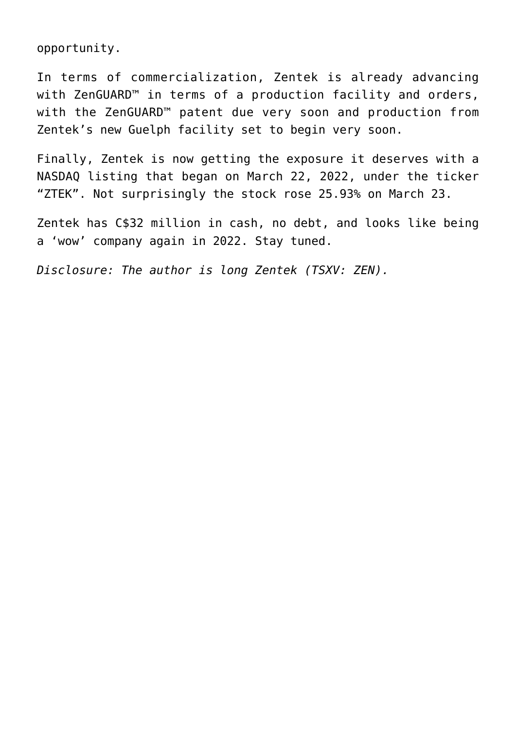opportunity.

In terms of commercialization, Zentek is already advancing with ZenGUARD™ in terms of a production facility and orders, with the ZenGUARD™ patent due very soon and production from Zentek's new Guelph facility set to begin very soon.

Finally, Zentek is now getting the exposure it deserves with a NASDAQ listing that began on March 22, 2022, under the ticker "ZTEK". Not surprisingly the stock rose 25.93% on March 23.

Zentek has C$32 million in cash, no debt, and looks like being a 'wow' company again in 2022. Stay tuned.

*Disclosure: The author is long Zentek (TSXV: ZEN).*